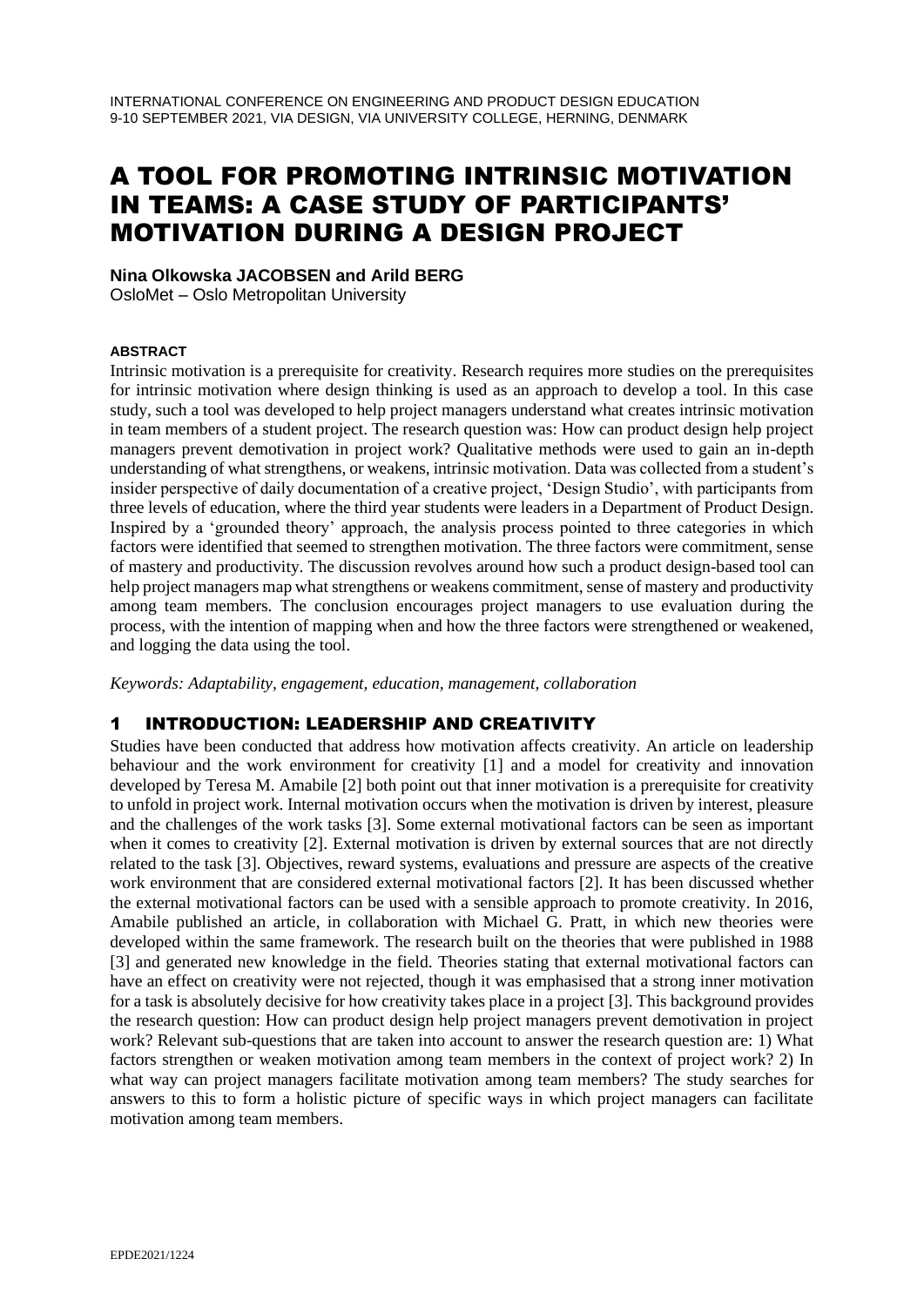INTERNATIONAL CONFERENCE ON ENGINEERING AND PRODUCT DESIGN EDUCATION
9-10 SEPTEMBER 2021, VIA DESIGN, VIA UNIVERSITY COLLEGE, HERNING, DENMARK

# A TOOL FOR PROMOTING INTRINSIC MOTIVATION IN TEAMS: A CASE STUDY OF PARTICIPANTS' MOTIVATION DURING A DESIGN PROJECT

**Nina Olkowska JACOBSEN and Arild BERG**
OsloMet – Oslo Metropolitan University

#### ABSTRACT

Intrinsic motivation is a prerequisite for creativity. Research requires more studies on the prerequisites for intrinsic motivation where design thinking is used as an approach to develop a tool. In this case study, such a tool was developed to help project managers understand what creates intrinsic motivation in team members of a student project. The research question was: How can product design help project managers prevent demotivation in project work? Qualitative methods were used to gain an in-depth understanding of what strengthens, or weakens, intrinsic motivation. Data was collected from a student's insider perspective of daily documentation of a creative project, 'Design Studio', with participants from three levels of education, where the third year students were leaders in a Department of Product Design. Inspired by a 'grounded theory' approach, the analysis process pointed to three categories in which factors were identified that seemed to strengthen motivation. The three factors were commitment, sense of mastery and productivity. The discussion revolves around how such a product design-based tool can help project managers map what strengthens or weakens commitment, sense of mastery and productivity among team members. The conclusion encourages project managers to use evaluation during the process, with the intention of mapping when and how the three factors were strengthened or weakened, and logging the data using the tool.

*Keywords: Adaptability, engagement, education, management, collaboration*

## 1 INTRODUCTION: LEADERSHIP AND CREATIVITY

Studies have been conducted that address how motivation affects creativity. An article on leadership behaviour and the work environment for creativity [1] and a model for creativity and innovation developed by Teresa M. Amabile [2] both point out that inner motivation is a prerequisite for creativity to unfold in project work. Internal motivation occurs when the motivation is driven by interest, pleasure and the challenges of the work tasks [3]. Some external motivational factors can be seen as important when it comes to creativity [2]. External motivation is driven by external sources that are not directly related to the task [3]. Objectives, reward systems, evaluations and pressure are aspects of the creative work environment that are considered external motivational factors [2]. It has been discussed whether the external motivational factors can be used with a sensible approach to promote creativity. In 2016, Amabile published an article, in collaboration with Michael G. Pratt, in which new theories were developed within the same framework. The research built on the theories that were published in 1988 [3] and generated new knowledge in the field. Theories stating that external motivational factors can have an effect on creativity were not rejected, though it was emphasised that a strong inner motivation for a task is absolutely decisive for how creativity takes place in a project [3]. This background provides the research question: How can product design help project managers prevent demotivation in project work? Relevant sub-questions that are taken into account to answer the research question are: 1) What factors strengthen or weaken motivation among team members in the context of project work? 2) In what way can project managers facilitate motivation among team members? The study searches for answers to this to form a holistic picture of specific ways in which project managers can facilitate motivation among team members.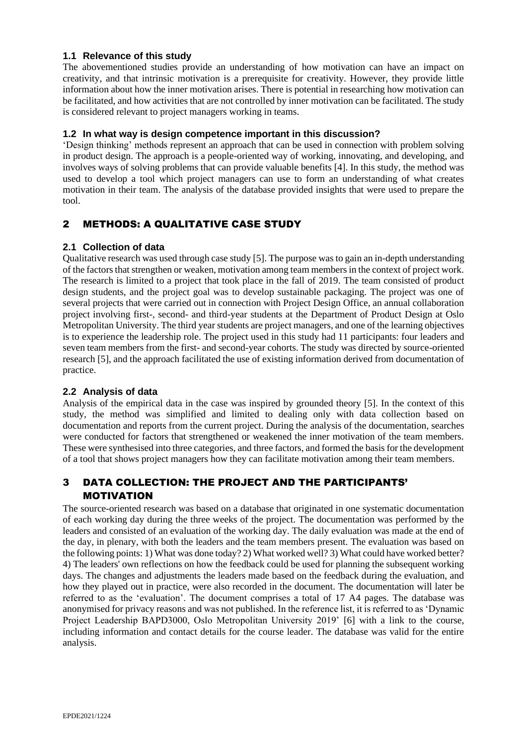### 1.1 Relevance of this study

The abovementioned studies provide an understanding of how motivation can have an impact on creativity, and that intrinsic motivation is a prerequisite for creativity. However, they provide little information about how the inner motivation arises. There is potential in researching how motivation can be facilitated, and how activities that are not controlled by inner motivation can be facilitated. The study is considered relevant to project managers working in teams.

### 1.2 In what way is design competence important in this discussion?

'Design thinking' methods represent an approach that can be used in connection with problem solving in product design. The approach is a people-oriented way of working, innovating, and developing, and involves ways of solving problems that can provide valuable benefits [4]. In this study, the method was used to develop a tool which project managers can use to form an understanding of what creates motivation in their team. The analysis of the database provided insights that were used to prepare the tool.

## 2 METHODS: A QUALITATIVE CASE STUDY

### 2.1 Collection of data

Qualitative research was used through case study [5]. The purpose was to gain an in-depth understanding of the factors that strengthen or weaken, motivation among team members in the context of project work. The research is limited to a project that took place in the fall of 2019. The team consisted of product design students, and the project goal was to develop sustainable packaging. The project was one of several projects that were carried out in connection with Project Design Office, an annual collaboration project involving first-, second- and third-year students at the Department of Product Design at Oslo Metropolitan University. The third year students are project managers, and one of the learning objectives is to experience the leadership role. The project used in this study had 11 participants: four leaders and seven team members from the first- and second-year cohorts. The study was directed by source-oriented research [5], and the approach facilitated the use of existing information derived from documentation of practice.

### 2.2 Analysis of data

Analysis of the empirical data in the case was inspired by grounded theory [5]. In the context of this study, the method was simplified and limited to dealing only with data collection based on documentation and reports from the current project. During the analysis of the documentation, searches were conducted for factors that strengthened or weakened the inner motivation of the team members. These were synthesised into three categories, and three factors, and formed the basis for the development of a tool that shows project managers how they can facilitate motivation among their team members.

## 3 DATA COLLECTION: THE PROJECT AND THE PARTICIPANTS' MOTIVATION

The source-oriented research was based on a database that originated in one systematic documentation of each working day during the three weeks of the project. The documentation was performed by the leaders and consisted of an evaluation of the working day. The daily evaluation was made at the end of the day, in plenary, with both the leaders and the team members present. The evaluation was based on the following points: 1) What was done today? 2) What worked well? 3) What could have worked better? 4) The leaders' own reflections on how the feedback could be used for planning the subsequent working days. The changes and adjustments the leaders made based on the feedback during the evaluation, and how they played out in practice, were also recorded in the document. The documentation will later be referred to as the 'evaluation'. The document comprises a total of 17 A4 pages. The database was anonymised for privacy reasons and was not published. In the reference list, it is referred to as 'Dynamic Project Leadership BAPD3000, Oslo Metropolitan University 2019' [6] with a link to the course, including information and contact details for the course leader. The database was valid for the entire analysis.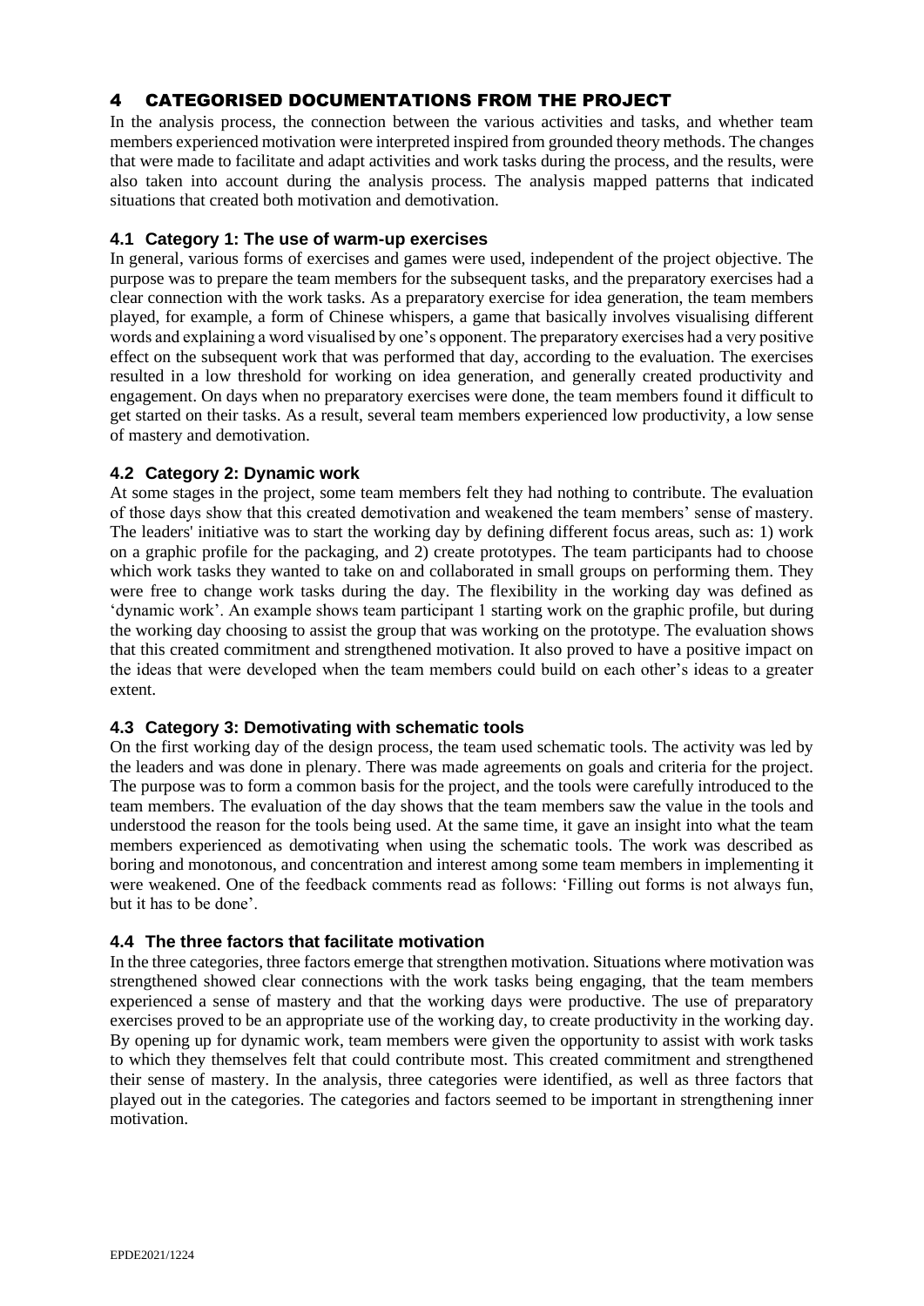# 4 CATEGORISED DOCUMENTATIONS FROM THE PROJECT

In the analysis process, the connection between the various activities and tasks, and whether team members experienced motivation were interpreted inspired from grounded theory methods. The changes that were made to facilitate and adapt activities and work tasks during the process, and the results, were also taken into account during the analysis process. The analysis mapped patterns that indicated situations that created both motivation and demotivation.

## 4.1 Category 1: The use of warm-up exercises

In general, various forms of exercises and games were used, independent of the project objective. The purpose was to prepare the team members for the subsequent tasks, and the preparatory exercises had a clear connection with the work tasks. As a preparatory exercise for idea generation, the team members played, for example, a form of Chinese whispers, a game that basically involves visualising different words and explaining a word visualised by one's opponent. The preparatory exercises had a very positive effect on the subsequent work that was performed that day, according to the evaluation. The exercises resulted in a low threshold for working on idea generation, and generally created productivity and engagement. On days when no preparatory exercises were done, the team members found it difficult to get started on their tasks. As a result, several team members experienced low productivity, a low sense of mastery and demotivation.

## 4.2 Category 2: Dynamic work

At some stages in the project, some team members felt they had nothing to contribute. The evaluation of those days show that this created demotivation and weakened the team members' sense of mastery. The leaders' initiative was to start the working day by defining different focus areas, such as: 1) work on a graphic profile for the packaging, and 2) create prototypes. The team participants had to choose which work tasks they wanted to take on and collaborated in small groups on performing them. They were free to change work tasks during the day. The flexibility in the working day was defined as 'dynamic work'. An example shows team participant 1 starting work on the graphic profile, but during the working day choosing to assist the group that was working on the prototype. The evaluation shows that this created commitment and strengthened motivation. It also proved to have a positive impact on the ideas that were developed when the team members could build on each other's ideas to a greater extent.

## 4.3 Category 3: Demotivating with schematic tools

On the first working day of the design process, the team used schematic tools. The activity was led by the leaders and was done in plenary. There was made agreements on goals and criteria for the project. The purpose was to form a common basis for the project, and the tools were carefully introduced to the team members. The evaluation of the day shows that the team members saw the value in the tools and understood the reason for the tools being used. At the same time, it gave an insight into what the team members experienced as demotivating when using the schematic tools. The work was described as boring and monotonous, and concentration and interest among some team members in implementing it were weakened. One of the feedback comments read as follows: 'Filling out forms is not always fun, but it has to be done'.

## 4.4 The three factors that facilitate motivation

In the three categories, three factors emerge that strengthen motivation. Situations where motivation was strengthened showed clear connections with the work tasks being engaging, that the team members experienced a sense of mastery and that the working days were productive. The use of preparatory exercises proved to be an appropriate use of the working day, to create productivity in the working day. By opening up for dynamic work, team members were given the opportunity to assist with work tasks to which they themselves felt that could contribute most. This created commitment and strengthened their sense of mastery. In the analysis, three categories were identified, as well as three factors that played out in the categories. The categories and factors seemed to be important in strengthening inner motivation.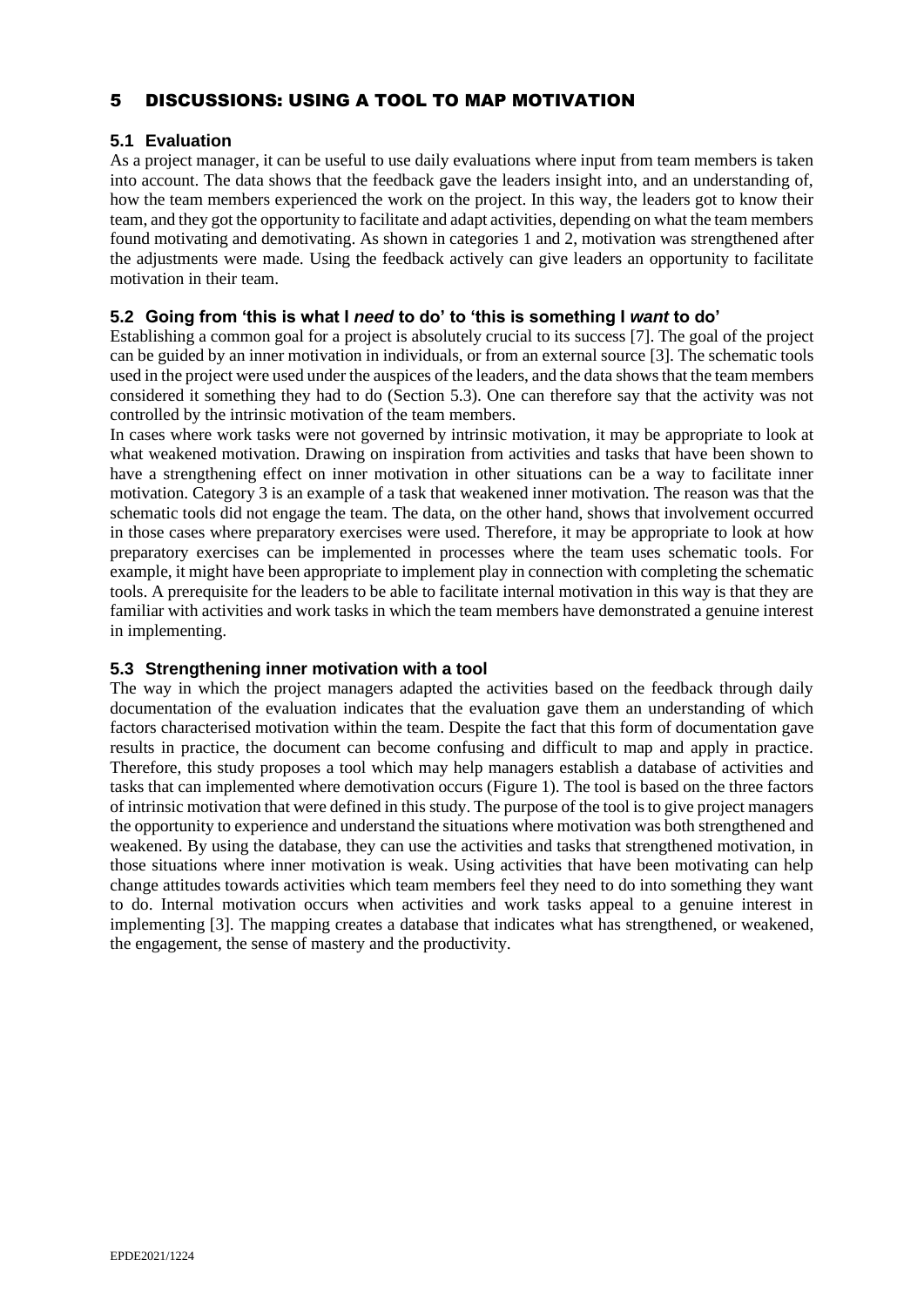# 5 DISCUSSIONS: USING A TOOL TO MAP MOTIVATION

## 5.1 Evaluation

As a project manager, it can be useful to use daily evaluations where input from team members is taken into account. The data shows that the feedback gave the leaders insight into, and an understanding of, how the team members experienced the work on the project. In this way, the leaders got to know their team, and they got the opportunity to facilitate and adapt activities, depending on what the team members found motivating and demotivating. As shown in categories 1 and 2, motivation was strengthened after the adjustments were made. Using the feedback actively can give leaders an opportunity to facilitate motivation in their team.

## 5.2 Going from 'this is what I *need* to do' to 'this is something I *want* to do'

Establishing a common goal for a project is absolutely crucial to its success [7]. The goal of the project can be guided by an inner motivation in individuals, or from an external source [3]. The schematic tools used in the project were used under the auspices of the leaders, and the data shows that the team members considered it something they had to do (Section 5.3). One can therefore say that the activity was not controlled by the intrinsic motivation of the team members.

In cases where work tasks were not governed by intrinsic motivation, it may be appropriate to look at what weakened motivation. Drawing on inspiration from activities and tasks that have been shown to have a strengthening effect on inner motivation in other situations can be a way to facilitate inner motivation. Category 3 is an example of a task that weakened inner motivation. The reason was that the schematic tools did not engage the team. The data, on the other hand, shows that involvement occurred in those cases where preparatory exercises were used. Therefore, it may be appropriate to look at how preparatory exercises can be implemented in processes where the team uses schematic tools. For example, it might have been appropriate to implement play in connection with completing the schematic tools. A prerequisite for the leaders to be able to facilitate internal motivation in this way is that they are familiar with activities and work tasks in which the team members have demonstrated a genuine interest in implementing.

## 5.3 Strengthening inner motivation with a tool

The way in which the project managers adapted the activities based on the feedback through daily documentation of the evaluation indicates that the evaluation gave them an understanding of which factors characterised motivation within the team. Despite the fact that this form of documentation gave results in practice, the document can become confusing and difficult to map and apply in practice. Therefore, this study proposes a tool which may help managers establish a database of activities and tasks that can implemented where demotivation occurs (Figure 1). The tool is based on the three factors of intrinsic motivation that were defined in this study. The purpose of the tool is to give project managers the opportunity to experience and understand the situations where motivation was both strengthened and weakened. By using the database, they can use the activities and tasks that strengthened motivation, in those situations where inner motivation is weak. Using activities that have been motivating can help change attitudes towards activities which team members feel they need to do into something they want to do. Internal motivation occurs when activities and work tasks appeal to a genuine interest in implementing [3]. The mapping creates a database that indicates what has strengthened, or weakened, the engagement, the sense of mastery and the productivity.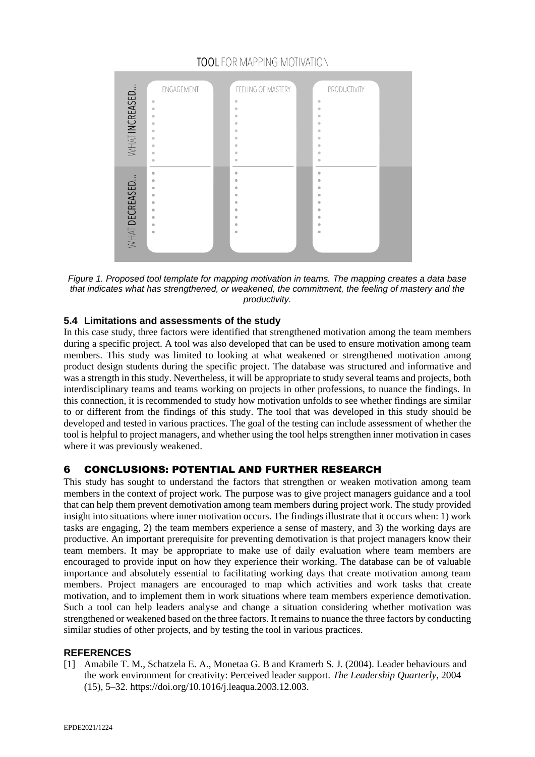TOOL FOR MAPPING MOTIVATION

| | ENGAGEMENT | FEELING OF MASTERY | PRODUCTIVITY |
|---|---|---|---|
| WHAT INCREASED... | | | |
| WHAT DECREASED... | | | |

*Figure 1. Proposed tool template for mapping motivation in teams. The mapping creates a data base that indicates what has strengthened, or weakened, the commitment, the feeling of mastery and the productivity.*

### 5.4 Limitations and assessments of the study

In this case study, three factors were identified that strengthened motivation among the team members during a specific project. A tool was also developed that can be used to ensure motivation among team members. This study was limited to looking at what weakened or strengthened motivation among product design students during the specific project. The database was structured and informative and was a strength in this study. Nevertheless, it will be appropriate to study several teams and projects, both interdisciplinary teams and teams working on projects in other professions, to nuance the findings. In this connection, it is recommended to study how motivation unfolds to see whether findings are similar to or different from the findings of this study. The tool that was developed in this study should be developed and tested in various practices. The goal of the testing can include assessment of whether the tool is helpful to project managers, and whether using the tool helps strengthen inner motivation in cases where it was previously weakened.

## 6 CONCLUSIONS: POTENTIAL AND FURTHER RESEARCH

This study has sought to understand the factors that strengthen or weaken motivation among team members in the context of project work. The purpose was to give project managers guidance and a tool that can help them prevent demotivation among team members during project work. The study provided insight into situations where inner motivation occurs. The findings illustrate that it occurs when: 1) work tasks are engaging, 2) the team members experience a sense of mastery, and 3) the working days are productive. An important prerequisite for preventing demotivation is that project managers know their team members. It may be appropriate to make use of daily evaluation where team members are encouraged to provide input on how they experience their working. The database can be of valuable importance and absolutely essential to facilitating working days that create motivation among team members. Project managers are encouraged to map which activities and work tasks that create motivation, and to implement them in work situations where team members experience demotivation. Such a tool can help leaders analyse and change a situation considering whether motivation was strengthened or weakened based on the three factors. It remains to nuance the three factors by conducting similar studies of other projects, and by testing the tool in various practices.

## REFERENCES

[1] Amabile T. M., Schatzela E. A., Monetaa G. B and Kramerb S. J. (2004). Leader behaviours and the work environment for creativity: Perceived leader support. *The Leadership Quarterly*, 2004 (15), 5–32. https://doi.org/10.1016/j.leaqua.2003.12.003.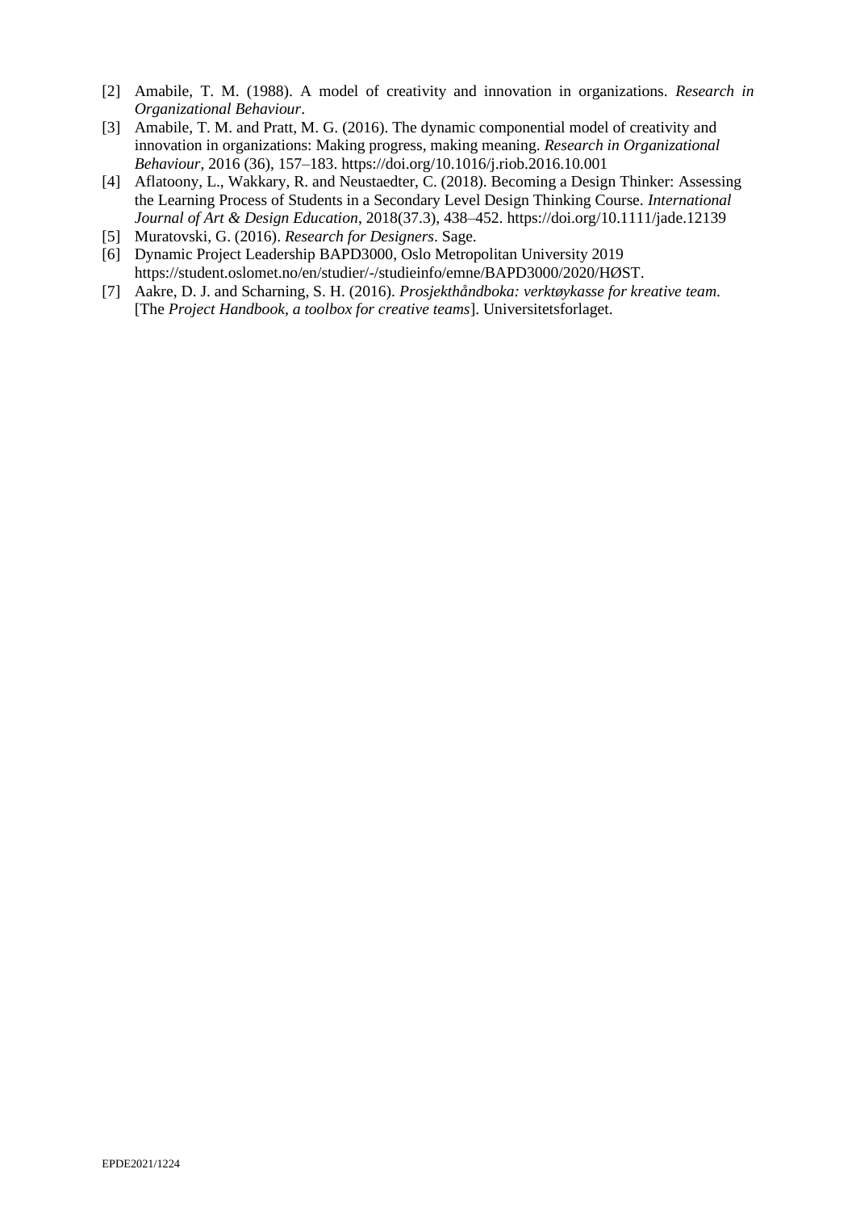[2] Amabile, T. M. (1988). A model of creativity and innovation in organizations. *Research in Organizational Behaviour*.

[3] Amabile, T. M. and Pratt, M. G. (2016). The dynamic componential model of creativity and innovation in organizations: Making progress, making meaning. *Research in Organizational Behaviour*, 2016 (36), 157–183. https://doi.org/10.1016/j.riob.2016.10.001

[4] Aflatoony, L., Wakkary, R. and Neustaedter, C. (2018). Becoming a Design Thinker: Assessing the Learning Process of Students in a Secondary Level Design Thinking Course. *International Journal of Art & Design Education*, 2018(37.3), 438–452. https://doi.org/10.1111/jade.12139

[5] Muratovski, G. (2016). *Research for Designers*. Sage.

[6] Dynamic Project Leadership BAPD3000, Oslo Metropolitan University 2019 https://student.oslomet.no/en/studier/-/studieinfo/emne/BAPD3000/2020/HØST.

[7] Aakre, D. J. and Scharning, S. H. (2016). *Prosjekthåndboka: verktøykasse for kreative team*. [The *Project Handbook, a toolbox for creative teams*]. Universitetsforlaget.